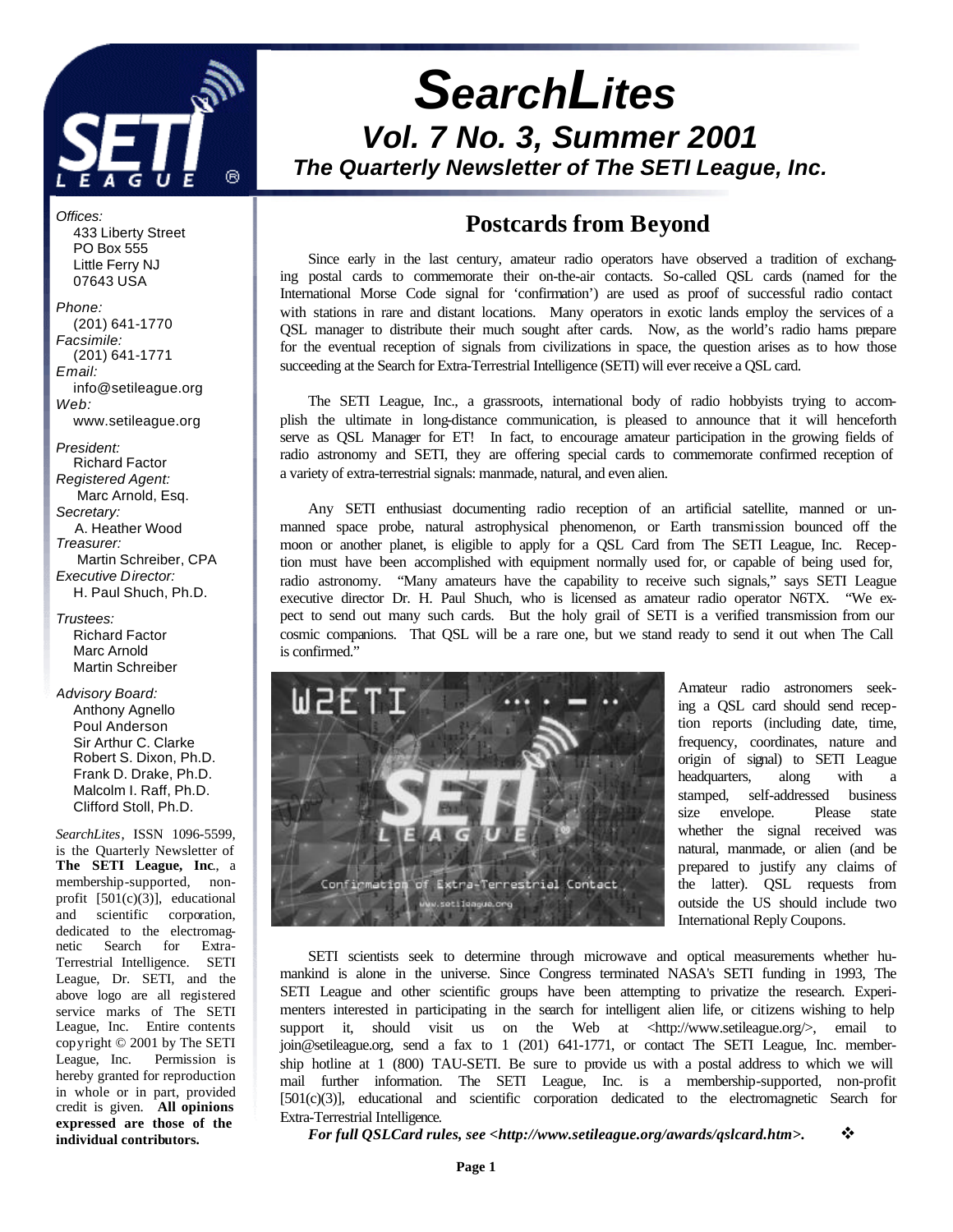# SearchLites

## Vol. 7 No. 3, Summer 2001

### The Quarterly Newsletter of The SETI League, Inc.

*Offices:*
433 Liberty Street
PO Box 555
Little Ferry NJ
07643 USA

*Phone:*
(201) 641-1770
*Facsimile:*
(201) 641-1771
*Email:*
info@setileague.org
*Web:*
www.setileague.org

*President:*
Richard Factor
*Registered Agent:*
Marc Arnold, Esq.
*Secretary:*
A. Heather Wood
*Treasurer:*
Martin Schreiber, CPA
*Executive Director:*
H. Paul Shuch, Ph.D.

*Trustees:*
Richard Factor
Marc Arnold
Martin Schreiber

*Advisory Board:*
Anthony Agnello
Poul Anderson
Sir Arthur C. Clarke
Robert S. Dixon, Ph.D.
Frank D. Drake, Ph.D.
Malcolm I. Raff, Ph.D.
Clifford Stoll, Ph.D.

*SearchLites*, ISSN 1096-5599, is the Quarterly Newsletter of **The SETI League, Inc.**, a membership-supported, non-profit [501(c)(3)], educational and scientific corporation, dedicated to the electromagnetic Search for Extra-Terrestrial Intelligence. SETI League, Dr. SETI, and the above logo are all registered service marks of The SETI League, Inc. Entire contents copyright © 2001 by The SETI League, Inc. Permission is hereby granted for reproduction in whole or in part, provided credit is given. **All opinions expressed are those of the individual contributors.**

## Postcards from Beyond

Since early in the last century, amateur radio operators have observed a tradition of exchanging postal cards to commemorate their on-the-air contacts. So-called QSL cards (named for the International Morse Code signal for 'confirmation') are used as proof of successful radio contact with stations in rare and distant locations. Many operators in exotic lands employ the services of a QSL manager to distribute their much sought after cards. Now, as the world's radio hams prepare for the eventual reception of signals from civilizations in space, the question arises as to how those succeeding at the Search for Extra-Terrestrial Intelligence (SETI) will ever receive a QSL card.

The SETI League, Inc., a grassroots, international body of radio hobbyists trying to accomplish the ultimate in long-distance communication, is pleased to announce that it will henceforth serve as QSL Manager for ET! In fact, to encourage amateur participation in the growing fields of radio astronomy and SETI, they are offering special cards to commemorate confirmed reception of a variety of extra-terrestrial signals: manmade, natural, and even alien.

Any SETI enthusiast documenting radio reception of an artificial satellite, manned or unmanned space probe, natural astrophysical phenomenon, or Earth transmission bounced off the moon or another planet, is eligible to apply for a QSL Card from The SETI League, Inc. Reception must have been accomplished with equipment normally used for, or capable of being used for, radio astronomy. "Many amateurs have the capability to receive such signals," says SETI League executive director Dr. H. Paul Shuch, who is licensed as amateur radio operator N6TX. "We expect to send out many such cards. But the holy grail of SETI is a verified transmission from our cosmic companions. That QSL will be a rare one, but we stand ready to send it out when The Call is confirmed."

Amateur radio astronomers seeking a QSL card should send reception reports (including date, time, frequency, coordinates, nature and origin of signal) to SETI League headquarters, along with a stamped, self-addressed business size envelope. Please state whether the signal received was natural, manmade, or alien (and be prepared to justify any claims of the latter). QSL requests from outside the US should include two International Reply Coupons.

SETI scientists seek to determine through microwave and optical measurements whether humankind is alone in the universe. Since Congress terminated NASA's SETI funding in 1993, The SETI League and other scientific groups have been attempting to privatize the research. Experimenters interested in participating in the search for intelligent alien life, or citizens wishing to help support it, should visit us on the Web at <http://www.setileague.org/>, email to join@setileague.org, send a fax to 1 (201) 641-1771, or contact The SETI League, Inc. membership hotline at 1 (800) TAU-SETI. Be sure to provide us with a postal address to which we will mail further information. The SETI League, Inc. is a membership-supported, non-profit [501(c)(3)], educational and scientific corporation dedicated to the electromagnetic Search for Extra-Terrestrial Intelligence.

***For full QSLCard rules, see <http://www.setileague.org/awards/qslcard.htm>.*** ❖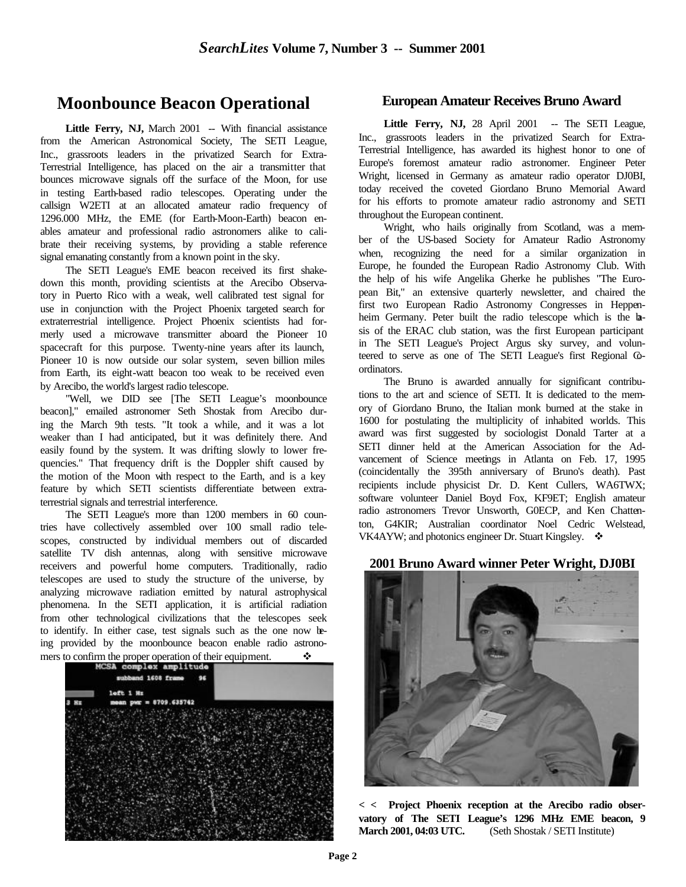## Moonbounce Beacon Operational

**Little Ferry, NJ,** March 2001 -- With financial assistance from the American Astronomical Society, The SETI League, Inc., grassroots leaders in the privatized Search for Extra-Terrestrial Intelligence, has placed on the air a transmitter that bounces microwave signals off the surface of the Moon, for use in testing Earth-based radio telescopes. Operating under the callsign W2ETI at an allocated amateur radio frequency of 1296.000 MHz, the EME (for Earth-Moon-Earth) beacon enables amateur and professional radio astronomers alike to calibrate their receiving systems, by providing a stable reference signal emanating constantly from a known point in the sky.

The SETI League's EME beacon received its first shakedown this month, providing scientists at the Arecibo Observatory in Puerto Rico with a weak, well calibrated test signal for use in conjunction with the Project Phoenix targeted search for extraterrestrial intelligence. Project Phoenix scientists had formerly used a microwave transmitter aboard the Pioneer 10 spacecraft for this purpose. Twenty-nine years after its launch, Pioneer 10 is now outside our solar system, seven billion miles from Earth, its eight-watt beacon too weak to be received even by Arecibo, the world's largest radio telescope.

"Well, we DID see [The SETI League's moonbounce beacon]," emailed astronomer Seth Shostak from Arecibo during the March 9th tests. "It took a while, and it was a lot weaker than I had anticipated, but it was definitely there. And easily found by the system. It was drifting slowly to lower frequencies." That frequency drift is the Doppler shift caused by the motion of the Moon with respect to the Earth, and is a key feature by which SETI scientists differentiate between extraterrestrial signals and terrestrial interference.

The SETI League's more than 1200 members in 60 countries have collectively assembled over 100 small radio telescopes, constructed by individual members out of discarded satellite TV dish antennas, along with sensitive microwave receivers and powerful home computers. Traditionally, radio telescopes are used to study the structure of the universe, by analyzing microwave radiation emitted by natural astrophysical phenomena. In the SETI application, it is artificial radiation from other technological civilizations that the telescopes seek to identify. In either case, test signals such as the one now being provided by the moonbounce beacon enable radio astronomers to confirm the proper operation of their equipment. ❖

**< < Project Phoenix reception at the Arecibo radio observatory of The SETI League's 1296 MHz EME beacon, 9 March 2001, 04:03 UTC.** (Seth Shostak / SETI Institute)

## European Amateur Receives Bruno Award

**Little Ferry, NJ,** 28 April 2001 -- The SETI League, Inc., grassroots leaders in the privatized Search for Extra-Terrestrial Intelligence, has awarded its highest honor to one of Europe's foremost amateur radio astronomer. Engineer Peter Wright, licensed in Germany as amateur radio operator DJ0BI, today received the coveted Giordano Bruno Memorial Award for his efforts to promote amateur radio astronomy and SETI throughout the European continent.

Wright, who hails originally from Scotland, was a member of the US-based Society for Amateur Radio Astronomy when, recognizing the need for a similar organization in Europe, he founded the European Radio Astronomy Club. With the help of his wife Angelika Gherke he publishes "The European Bit," an extensive quarterly newsletter, and chaired the first two European Radio Astronomy Congresses in Heppenheim Germany. Peter built the radio telescope which is the basis of the ERAC club station, was the first European participant in The SETI League's Project Argus sky survey, and volunteered to serve as one of The SETI League's first Regional Coordinators.

The Bruno is awarded annually for significant contributions to the art and science of SETI. It is dedicated to the memory of Giordano Bruno, the Italian monk burned at the stake in 1600 for postulating the multiplicity of inhabited worlds. This award was first suggested by sociologist Donald Tarter at a SETI dinner held at the American Association for the Advancement of Science meetings in Atlanta on Feb. 17, 1995 (coincidentally the 395th anniversary of Bruno's death). Past recipients include physicist Dr. D. Kent Cullers, WA6TWX; software volunteer Daniel Boyd Fox, KF9ET; English amateur radio astronomers Trevor Unsworth, G0ECP, and Ken Chattenton, G4KIR; Australian coordinator Noel Cedric Welstead, VK4AYW; and photonics engineer Dr. Stuart Kingsley. ❖

**2001 Bruno Award winner Peter Wright, DJ0BI**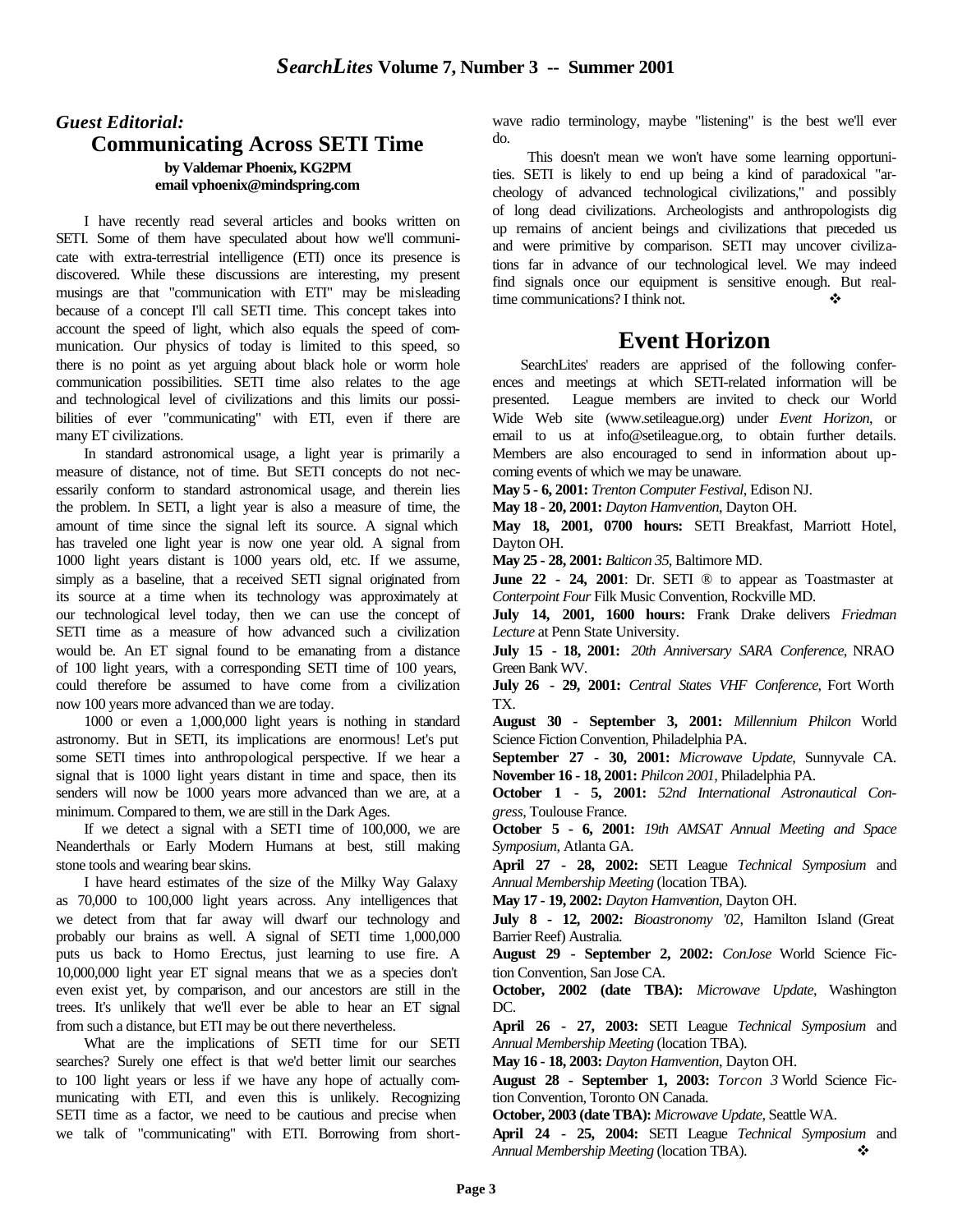## *Guest Editorial:*
## Communicating Across SETI Time

**by Valdemar Phoenix, KG2PM**
**email vphoenix@mindspring.com**

I have recently read several articles and books written on SETI. Some of them have speculated about how we'll communicate with extra-terrestrial intelligence (ETI) once its presence is discovered. While these discussions are interesting, my present musings are that "communication with ETI" may be misleading because of a concept I'll call SETI time. This concept takes into account the speed of light, which also equals the speed of communication. Our physics of today is limited to this speed, so there is no point as yet arguing about black hole or worm hole communication possibilities. SETI time also relates to the age and technological level of civilizations and this limits our possibilities of ever "communicating" with ETI, even if there are many ET civilizations.

In standard astronomical usage, a light year is primarily a measure of distance, not of time. But SETI concepts do not necessarily conform to standard astronomical usage, and therein lies the problem. In SETI, a light year is also a measure of time, the amount of time since the signal left its source. A signal which has traveled one light year is now one year old. A signal from 1000 light years distant is 1000 years old, etc. If we assume, simply as a baseline, that a received SETI signal originated from its source at a time when its technology was approximately at our technological level today, then we can use the concept of SETI time as a measure of how advanced such a civilization would be. An ET signal found to be emanating from a distance of 100 light years, with a corresponding SETI time of 100 years, could therefore be assumed to have come from a civilization now 100 years more advanced than we are today.

1000 or even a 1,000,000 light years is nothing in standard astronomy. But in SETI, its implications are enormous! Let's put some SETI times into anthropological perspective. If we hear a signal that is 1000 light years distant in time and space, then its senders will now be 1000 years more advanced than we are, at a minimum. Compared to them, we are still in the Dark Ages.

If we detect a signal with a SETI time of 100,000, we are Neanderthals or Early Modern Humans at best, still making stone tools and wearing bear skins.

I have heard estimates of the size of the Milky Way Galaxy as 70,000 to 100,000 light years across. Any intelligences that we detect from that far away will dwarf our technology and probably our brains as well. A signal of SETI time 1,000,000 puts us back to Homo Erectus, just learning to use fire. A 10,000,000 light year ET signal means that we as a species don't even exist yet, by comparison, and our ancestors are still in the trees. It's unlikely that we'll ever be able to hear an ET signal from such a distance, but ETI may be out there nevertheless.

What are the implications of SETI time for our SETI searches? Surely one effect is that we'd better limit our searches to 100 light years or less if we have any hope of actually communicating with ETI, and even this is unlikely. Recognizing SETI time as a factor, we need to be cautious and precise when we talk of "communicating" with ETI. Borrowing from shortwave radio terminology, maybe "listening" is the best we'll ever do.

This doesn't mean we won't have some learning opportunities. SETI is likely to end up being a kind of paradoxical "archeology of advanced technological civilizations," and possibly of long dead civilizations. Archeologists and anthropologists dig up remains of ancient beings and civilizations that preceded us and were primitive by comparison. SETI may uncover civilizations far in advance of our technological level. We may indeed find signals once our equipment is sensitive enough. But real-time communications? I think not. ❖

## Event Horizon

SearchLites' readers are apprised of the following conferences and meetings at which SETI-related information will be presented. League members are invited to check our World Wide Web site (www.setileague.org) under *Event Horizon*, or email to us at info@setileague.org, to obtain further details. Members are also encouraged to send in information about upcoming events of which we may be unaware.

**May 5 - 6, 2001:** *Trenton Computer Festival*, Edison NJ.

**May 18 - 20, 2001:** *Dayton Hamvention*, Dayton OH.

**May 18, 2001, 0700 hours:** SETI Breakfast, Marriott Hotel, Dayton OH.

**May 25 - 28, 2001:** *Balticon 35*, Baltimore MD.

**June 22 - 24, 2001**: Dr. SETI ® to appear as Toastmaster at *Conterpoint Four* Filk Music Convention, Rockville MD.

**July 14, 2001, 1600 hours:** Frank Drake delivers *Friedman Lecture* at Penn State University.

**July 15 - 18, 2001:** *20th Anniversary SARA Conference*, NRAO Green Bank WV.

**July 26 - 29, 2001:** *Central States VHF Conference*, Fort Worth TX.

**August 30 - September 3, 2001:** *Millennium Philcon* World Science Fiction Convention, Philadelphia PA.

**September 27 - 30, 2001:** *Microwave Update*, Sunnyvale CA.

**November 16 - 18, 2001:** *Philcon 2001*, Philadelphia PA.

**October 1 - 5, 2001:** *52nd International Astronautical Congress*, Toulouse France.

**October 5 - 6, 2001:** *19th AMSAT Annual Meeting and Space Symposium*, Atlanta GA.

**April 27 - 28, 2002:** SETI League *Technical Symposium* and *Annual Membership Meeting* (location TBA).

**May 17 - 19, 2002:** *Dayton Hamvention*, Dayton OH.

**July 8 - 12, 2002:** *Bioastronomy '02*, Hamilton Island (Great Barrier Reef) Australia.

**August 29 - September 2, 2002:** *ConJose* World Science Fiction Convention, San Jose CA.

**October, 2002 (date TBA):** *Microwave Update*, Washington DC.

**April 26 - 27, 2003:** SETI League *Technical Symposium* and *Annual Membership Meeting* (location TBA).

**May 16 - 18, 2003:** *Dayton Hamvention*, Dayton OH.

**August 28 - September 1, 2003:** *Torcon 3* World Science Fiction Convention, Toronto ON Canada.

**October, 2003 (date TBA):** *Microwave Update*, Seattle WA.

**April 24 - 25, 2004:** SETI League *Technical Symposium* and *Annual Membership Meeting* (location TBA). ❖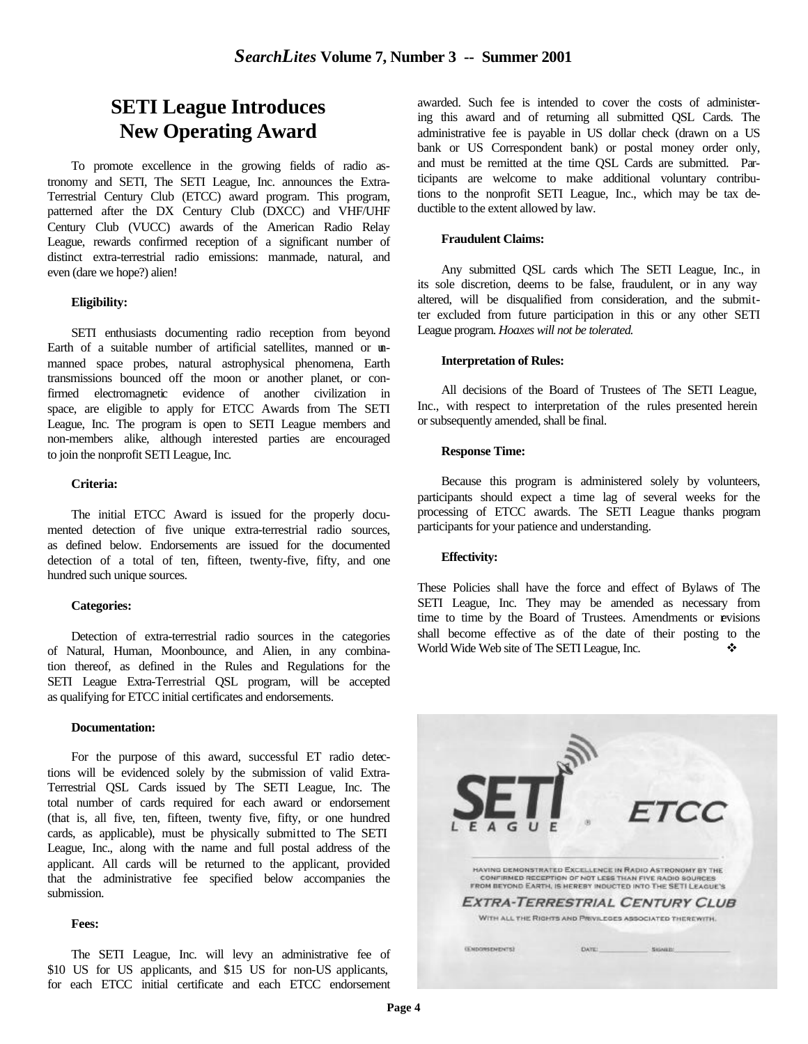# SETI League Introduces New Operating Award

To promote excellence in the growing fields of radio astronomy and SETI, The SETI League, Inc. announces the Extra-Terrestrial Century Club (ETCC) award program. This program, patterned after the DX Century Club (DXCC) and VHF/UHF Century Club (VUCC) awards of the American Radio Relay League, rewards confirmed reception of a significant number of distinct extra-terrestrial radio emissions: manmade, natural, and even (dare we hope?) alien!

**Eligibility:**

SETI enthusiasts documenting radio reception from beyond Earth of a suitable number of artificial satellites, manned or unmanned space probes, natural astrophysical phenomena, Earth transmissions bounced off the moon or another planet, or confirmed electromagnetic evidence of another civilization in space, are eligible to apply for ETCC Awards from The SETI League, Inc. The program is open to SETI League members and non-members alike, although interested parties are encouraged to join the nonprofit SETI League, Inc.

**Criteria:**

The initial ETCC Award is issued for the properly documented detection of five unique extra-terrestrial radio sources, as defined below. Endorsements are issued for the documented detection of a total of ten, fifteen, twenty-five, fifty, and one hundred such unique sources.

**Categories:**

Detection of extra-terrestrial radio sources in the categories of Natural, Human, Moonbounce, and Alien, in any combination thereof, as defined in the Rules and Regulations for the SETI League Extra-Terrestrial QSL program, will be accepted as qualifying for ETCC initial certificates and endorsements.

**Documentation:**

For the purpose of this award, successful ET radio detections will be evidenced solely by the submission of valid Extra-Terrestrial QSL Cards issued by The SETI League, Inc. The total number of cards required for each award or endorsement (that is, all five, ten, fifteen, twenty five, fifty, or one hundred cards, as applicable), must be physically submitted to The SETI League, Inc., along with the name and full postal address of the applicant. All cards will be returned to the applicant, provided that the administrative fee specified below accompanies the submission.

**Fees:**

The SETI League, Inc. will levy an administrative fee of $10 US for US applicants, and $15 US for non-US applicants, for each ETCC initial certificate and each ETCC endorsement awarded. Such fee is intended to cover the costs of administering this award and of returning all submitted QSL Cards. The administrative fee is payable in US dollar check (drawn on a US bank or US Correspondent bank) or postal money order only, and must be remitted at the time QSL Cards are submitted. Participants are welcome to make additional voluntary contributions to the nonprofit SETI League, Inc., which may be tax deductible to the extent allowed by law.

**Fraudulent Claims:**

Any submitted QSL cards which The SETI League, Inc., in its sole discretion, deems to be false, fraudulent, or in any way altered, will be disqualified from consideration, and the submitter excluded from future participation in this or any other SETI League program. *Hoaxes will not be tolerated.*

**Interpretation of Rules:**

All decisions of the Board of Trustees of The SETI League, Inc., with respect to interpretation of the rules presented herein or subsequently amended, shall be final.

**Response Time:**

Because this program is administered solely by volunteers, participants should expect a time lag of several weeks for the processing of ETCC awards. The SETI League thanks program participants for your patience and understanding.

**Effectivity:**

These Policies shall have the force and effect of Bylaws of The SETI League, Inc. They may be amended as necessary from time to time by the Board of Trustees. Amendments or revisions shall become effective as of the date of their posting to the World Wide Web site of The SETI League, Inc. ❖

SETI LEAGUE ® ETCC

HAVING DEMONSTRATED EXCELLENCE IN RADIO ASTRONOMY BY THE CONFIRMED RECEPTION OF NOT LESS THAN FIVE RADIO SOURCES FROM BEYOND EARTH, IS HEREBY INDUCTED INTO THE SETI LEAGUE'S

EXTRA-TERRESTRIAL CENTURY CLUB

WITH ALL THE RIGHTS AND PRIVILEGES ASSOCIATED THEREWITH.

(ENDORSEMENTS) DATE: \_\_\_\_\_\_\_\_ SIGNED: \_\_\_\_\_\_\_\_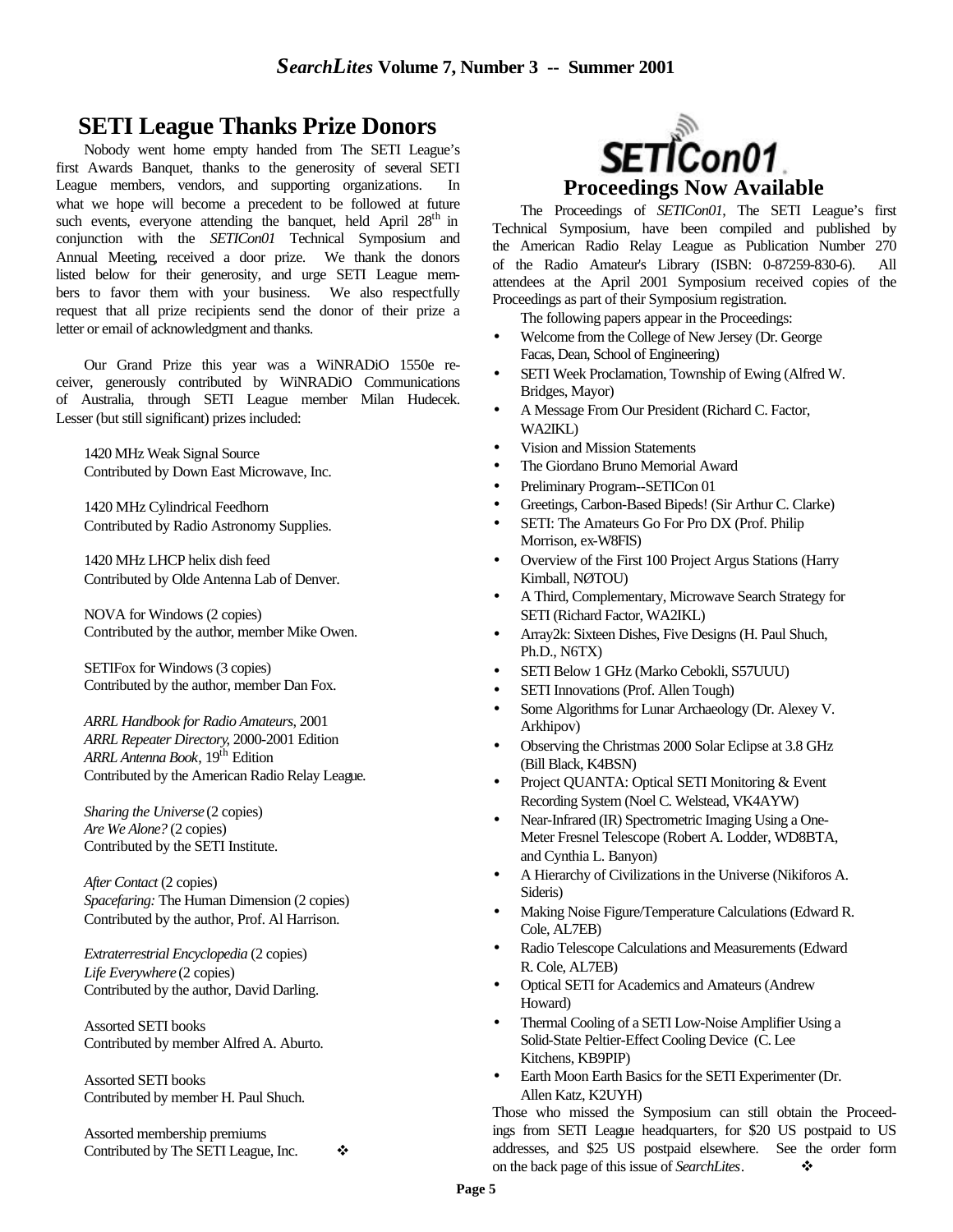## SETI League Thanks Prize Donors

Nobody went home empty handed from The SETI League's first Awards Banquet, thanks to the generosity of several SETI League members, vendors, and supporting organizations. In what we hope will become a precedent to be followed at future such events, everyone attending the banquet, held April 28th in conjunction with the *SETICon01* Technical Symposium and Annual Meeting, received a door prize. We thank the donors listed below for their generosity, and urge SETI League members to favor them with your business. We also respectfully request that all prize recipients send the donor of their prize a letter or email of acknowledgment and thanks.

Our Grand Prize this year was a WiNRADiO 1550e receiver, generously contributed by WiNRADiO Communications of Australia, through SETI League member Milan Hudecek. Lesser (but still significant) prizes included:

1420 MHz Weak Signal Source
Contributed by Down East Microwave, Inc.

1420 MHz Cylindrical Feedhorn
Contributed by Radio Astronomy Supplies.

1420 MHz LHCP helix dish feed
Contributed by Olde Antenna Lab of Denver.

NOVA for Windows (2 copies)
Contributed by the author, member Mike Owen.

SETIFox for Windows (3 copies)
Contributed by the author, member Dan Fox.

*ARRL Handbook for Radio Amateurs*, 2001
*ARRL Repeater Directory*, 2000-2001 Edition
*ARRL Antenna Book*, 19th Edition
Contributed by the American Radio Relay League.

*Sharing the Universe* (2 copies)
*Are We Alone?* (2 copies)
Contributed by the SETI Institute.

*After Contact* (2 copies)
*Spacefaring:* The Human Dimension (2 copies)
Contributed by the author, Prof. Al Harrison.

*Extraterrestrial Encyclopedia* (2 copies)
*Life Everywhere* (2 copies)
Contributed by the author, David Darling.

Assorted SETI books
Contributed by member Alfred A. Aburto.

Assorted SETI books
Contributed by member H. Paul Shuch.

Assorted membership premiums
Contributed by The SETI League, Inc. ❖

## SETICon01 Proceedings Now Available

The Proceedings of *SETICon01*, The SETI League's first Technical Symposium, have been compiled and published by the American Radio Relay League as Publication Number 270 of the Radio Amateur's Library (ISBN: 0-87259-830-6). All attendees at the April 2001 Symposium received copies of the Proceedings as part of their Symposium registration.

The following papers appear in the Proceedings:

- Welcome from the College of New Jersey (Dr. George Facas, Dean, School of Engineering)
- SETI Week Proclamation, Township of Ewing (Alfred W. Bridges, Mayor)
- A Message From Our President (Richard C. Factor, WA2IKL)
- Vision and Mission Statements
- The Giordano Bruno Memorial Award
- Preliminary Program--SETICon 01
- Greetings, Carbon-Based Bipeds! (Sir Arthur C. Clarke)
- SETI: The Amateurs Go For Pro DX (Prof. Philip Morrison, ex-W8FIS)
- Overview of the First 100 Project Argus Stations (Harry Kimball, NØTOU)
- A Third, Complementary, Microwave Search Strategy for SETI (Richard Factor, WA2IKL)
- Array2k: Sixteen Dishes, Five Designs (H. Paul Shuch, Ph.D., N6TX)
- SETI Below 1 GHz (Marko Cebokli, S57UUU)
- SETI Innovations (Prof. Allen Tough)
- Some Algorithms for Lunar Archaeology (Dr. Alexey V. Arkhipov)
- Observing the Christmas 2000 Solar Eclipse at 3.8 GHz (Bill Black, K4BSN)
- Project QUANTA: Optical SETI Monitoring & Event Recording System (Noel C. Welstead, VK4AYW)
- Near-Infrared (IR) Spectrometric Imaging Using a One-Meter Fresnel Telescope (Robert A. Lodder, WD8BTA, and Cynthia L. Banyon)
- A Hierarchy of Civilizations in the Universe (Nikiforos A. Sideris)
- Making Noise Figure/Temperature Calculations (Edward R. Cole, AL7EB)
- Radio Telescope Calculations and Measurements (Edward R. Cole, AL7EB)
- Optical SETI for Academics and Amateurs (Andrew Howard)
- Thermal Cooling of a SETI Low-Noise Amplifier Using a Solid-State Peltier-Effect Cooling Device (C. Lee Kitchens, KB9PIP)
- Earth Moon Earth Basics for the SETI Experimenter (Dr. Allen Katz, K2UYH)

Those who missed the Symposium can still obtain the Proceedings from SETI League headquarters, for $20 US postpaid to US addresses, and $25 US postpaid elsewhere. See the order form on the back page of this issue of *SearchLites*. ❖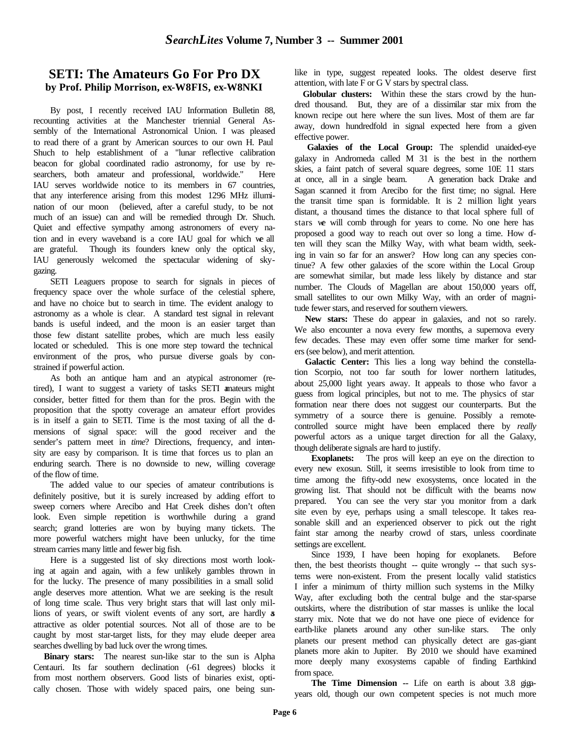## SETI: The Amateurs Go For Pro DX
### by Prof. Philip Morrison, ex-W8FIS, ex-W8NKI

By post, I recently received IAU Information Bulletin 88, recounting activities at the Manchester triennial General Assembly of the International Astronomical Union. I was pleased to read there of a grant by American sources to our own H. Paul Shuch to help establishment of a "lunar reflective calibration beacon for global coordinated radio astronomy, for use by researchers, both amateur and professional, worldwide." Here IAU serves worldwide notice to its members in 67 countries, that any interference arising from this modest 1296 MHz illumination of our moon (believed, after a careful study, to be not much of an issue) can and will be remedied through Dr. Shuch. Quiet and effective sympathy among astronomers of every nation and in every waveband is a core IAU goal for which we all are grateful. Though its founders knew only the optical sky, IAU generously welcomed the spectacular widening of skygazing.

SETI Leaguers propose to search for signals in pieces of frequency space over the whole surface of the celestial sphere, and have no choice but to search in time. The evident analogy to astronomy as a whole is clear. A standard test signal in relevant bands is useful indeed, and the moon is an easier target than those few distant satellite probes, which are much less easily located or scheduled. This is one more step toward the technical environment of the pros, who pursue diverse goals by constrained if powerful action.

As both an antique ham and an atypical astronomer (retired), I want to suggest a variety of tasks SETI amateurs might consider, better fitted for them than for the pros. Begin with the proposition that the spotty coverage an amateur effort provides is in itself a gain to SETI. Time is the most taxing of all the dimensions of signal space: will the good receiver and the sender's pattern meet in *time*? Directions, frequency, and intensity are easy by comparison. It is time that forces us to plan an enduring search. There is no downside to new, willing coverage of the flow of time.

The added value to our species of amateur contributions is definitely positive, but it is surely increased by adding effort to sweep corners where Arecibo and Hat Creek dishes don't often look. Even simple repetition is worthwhile during a grand search; grand lotteries are won by buying many tickets. The more powerful watchers might have been unlucky, for the time stream carries many little and fewer big fish.

Here is a suggested list of sky directions most worth looking at again and again, with a few unlikely gambles thrown in for the lucky. The presence of many possibilities in a small solid angle deserves more attention. What we are seeking is the result of long time scale. Thus very bright stars that will last only millions of years, or swift violent events of any sort, are hardly as attractive as older potential sources. Not all of those are to be caught by most star-target lists, for they may elude deeper area searches dwelling by bad luck over the wrong times.

**Binary stars:** The nearest sun-like star to the sun is Alpha Centauri. Its far southern declination (-61 degrees) blocks it from most northern observers. Good lists of binaries exist, optically chosen. Those with widely spaced pairs, one being sun-like in type, suggest repeated looks. The oldest deserve first attention, with late F or G V stars by spectral class.

**Globular clusters:** Within these the stars crowd by the hundred thousand. But, they are of a dissimilar star mix from the known recipe out here where the sun lives. Most of them are far away, down hundredfold in signal expected here from a given effective power.

**Galaxies of the Local Group:** The splendid unaided-eye galaxy in Andromeda called M 31 is the best in the northern skies, a faint patch of several square degrees, some 10E 11 stars at once, all in a single beam. A generation back Drake and Sagan scanned it from Arecibo for the first time; no signal. Here the transit time span is formidable. It is 2 million light years distant, a thousand times the distance to that local sphere full of stars we will comb through for years to come. No one here has proposed a good way to reach out over so long a time. How often will they scan the Milky Way, with what beam width, seeking in vain so far for an answer? How long can any species continue? A few other galaxies of the score within the Local Group are somewhat similar, but made less likely by distance and star number. The Clouds of Magellan are about 150,000 years off, small satellites to our own Milky Way, with an order of magnitude fewer stars, and reserved for southern viewers.

**New stars:** These do appear in galaxies, and not so rarely. We also encounter a nova every few months, a supernova every few decades. These may even offer some time marker for senders (see below), and merit attention.

**Galactic Center:** This lies a long way behind the constellation Scorpio, not too far south for lower northern latitudes, about 25,000 light years away. It appeals to those who favor a guess from logical principles, but not to me. The physics of star formation near there does not suggest our counterparts. But the symmetry of a source there is genuine. Possibly a remote-controlled source might have been emplaced there by *really* powerful actors as a unique target direction for all the Galaxy, though deliberate signals are hard to justify.

**Exoplanets:** The pros will keep an eye on the direction to every new exosun. Still, it seems irresistible to look from time to time among the fifty-odd new exosystems, once located in the growing list. That should not be difficult with the beams now prepared. You can see the very star you monitor from a dark site even by eye, perhaps using a small telescope. It takes reasonable skill and an experienced observer to pick out the right faint star among the nearby crowd of stars, unless coordinate settings are excellent.

Since 1939, I have been hoping for exoplanets. Before then, the best theorists thought -- quite wrongly -- that such systems were non-existent. From the present locally valid statistics I infer a minimum of thirty million such systems in the Milky Way, after excluding both the central bulge and the star-sparse outskirts, where the distribution of star masses is unlike the local starry mix. Note that we do not have one piece of evidence for earth-like planets around any other sun-like stars. The only planets our present method can physically detect are gas-giant planets more akin to Jupiter. By 2010 we should have examined more deeply many exosystems capable of finding Earthkind from space.

**The Time Dimension --** Life on earth is about 3.8 gigayears old, though our own competent species is not much more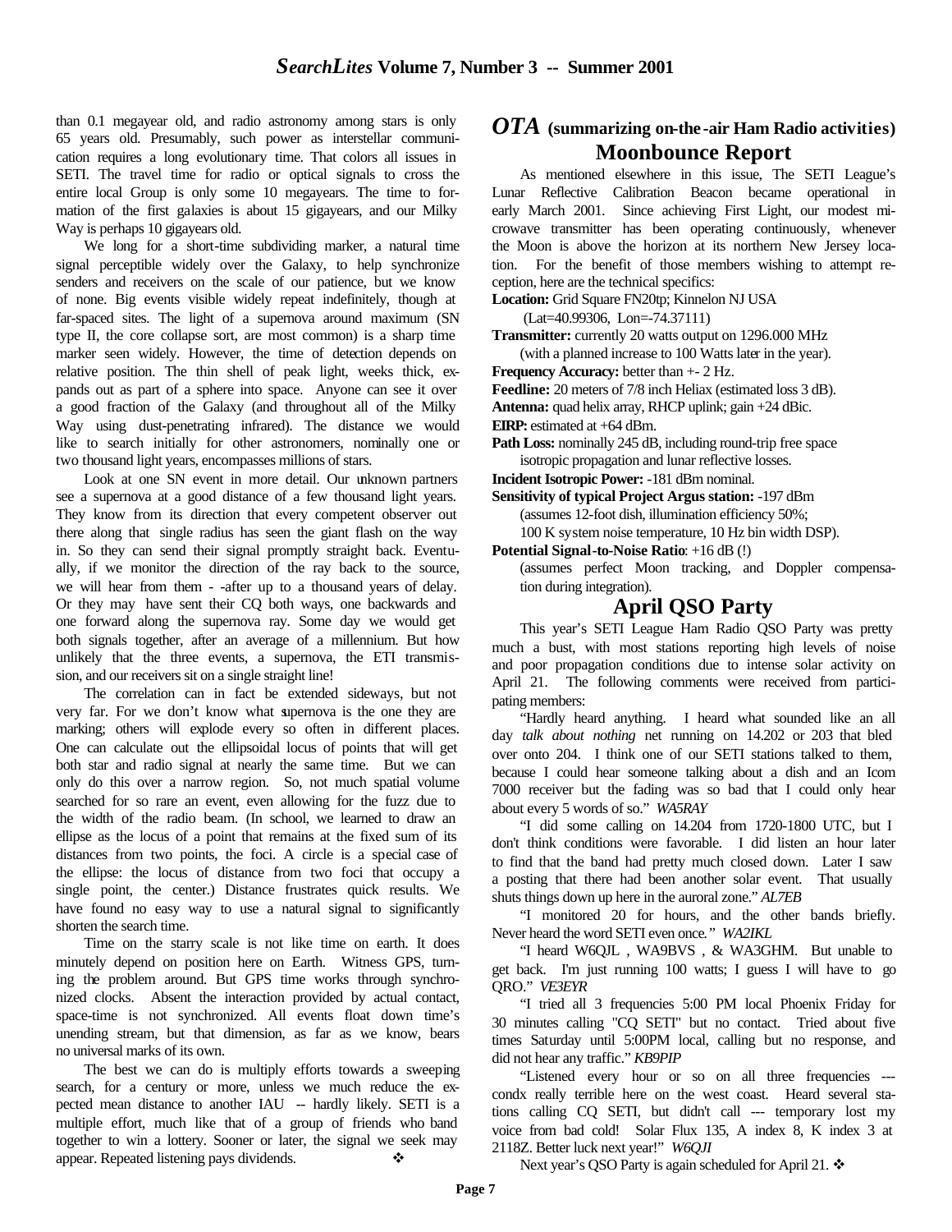than 0.1 megayear old, and radio astronomy among stars is only 65 years old. Presumably, such power as interstellar communication requires a long evolutionary time. That colors all issues in SETI. The travel time for radio or optical signals to cross the entire local Group is only some 10 megayears. The time to formation of the first galaxies is about 15 gigayears, and our Milky Way is perhaps 10 gigayears old.

We long for a short-time subdividing marker, a natural time signal perceptible widely over the Galaxy, to help synchronize senders and receivers on the scale of our patience, but we know of none. Big events visible widely repeat indefinitely, though at far-spaced sites. The light of a supernova around maximum (SN type II, the core collapse sort, are most common) is a sharp time marker seen widely. However, the time of detection depends on relative position. The thin shell of peak light, weeks thick, expands out as part of a sphere into space. Anyone can see it over a good fraction of the Galaxy (and throughout all of the Milky Way using dust-penetrating infrared). The distance we would like to search initially for other astronomers, nominally one or two thousand light years, encompasses millions of stars.

Look at one SN event in more detail. Our unknown partners see a supernova at a good distance of a few thousand light years. They know from its direction that every competent observer out there along that single radius has seen the giant flash on the way in. So they can send their signal promptly straight back. Eventually, if we monitor the direction of the ray back to the source, we will hear from them - -after up to a thousand years of delay. Or they may have sent their CQ both ways, one backwards and one forward along the supernova ray. Some day we would get both signals together, after an average of a millennium. But how unlikely that the three events, a supernova, the ETI transmission, and our receivers sit on a single straight line!

The correlation can in fact be extended sideways, but not very far. For we don't know what supernova is the one they are marking; others will explode every so often in different places. One can calculate out the ellipsoidal locus of points that will get both star and radio signal at nearly the same time. But we can only do this over a narrow region. So, not much spatial volume searched for so rare an event, even allowing for the fuzz due to the width of the radio beam. (In school, we learned to draw an ellipse as the locus of a point that remains at the fixed sum of its distances from two points, the foci. A circle is a special case of the ellipse: the locus of distance from two foci that occupy a single point, the center.) Distance frustrates quick results. We have found no easy way to use a natural signal to significantly shorten the search time.

Time on the starry scale is not like time on earth. It does minutely depend on position here on Earth. Witness GPS, turning the problem around. But GPS time works through synchronized clocks. Absent the interaction provided by actual contact, space-time is not synchronized. All events float down time's unending stream, but that dimension, as far as we know, bears no universal marks of its own.

The best we can do is multiply efforts towards a sweeping search, for a century or more, unless we much reduce the expected mean distance to another IAU -- hardly likely. SETI is a multiple effort, much like that of a group of friends who band together to win a lottery. Sooner or later, the signal we seek may appear. Repeated listening pays dividends. ❖

# *OTA* (summarizing on-the-air Ham Radio activities)

## Moonbounce Report

As mentioned elsewhere in this issue, The SETI League's Lunar Reflective Calibration Beacon became operational in early March 2001. Since achieving First Light, our modest microwave transmitter has been operating continuously, whenever the Moon is above the horizon at its northern New Jersey location. For the benefit of those members wishing to attempt reception, here are the technical specifics:

**Location:** Grid Square FN20tp; Kinnelon NJ USA
(Lat=40.99306, Lon=-74.37111)

**Transmitter:** currently 20 watts output on 1296.000 MHz
(with a planned increase to 100 Watts later in the year).

**Frequency Accuracy:** better than +- 2 Hz.

**Feedline:** 20 meters of 7/8 inch Heliax (estimated loss 3 dB).

**Antenna:** quad helix array, RHCP uplink; gain +24 dBic.

**EIRP:** estimated at +64 dBm.

**Path Loss:** nominally 245 dB, including round-trip free space isotropic propagation and lunar reflective losses.

**Incident Isotropic Power:** -181 dBm nominal.

**Sensitivity of typical Project Argus station:** -197 dBm
(assumes 12-foot dish, illumination efficiency 50%;
100 K system noise temperature, 10 Hz bin width DSP).

**Potential Signal-to-Noise Ratio**: +16 dB (!)
(assumes perfect Moon tracking, and Doppler compensation during integration).

## April QSO Party

This year's SETI League Ham Radio QSO Party was pretty much a bust, with most stations reporting high levels of noise and poor propagation conditions due to intense solar activity on April 21. The following comments were received from participating members:

"Hardly heard anything. I heard what sounded like an all day *talk about nothing* net running on 14.202 or 203 that bled over onto 204. I think one of our SETI stations talked to them, because I could hear someone talking about a dish and an Icom 7000 receiver but the fading was so bad that I could only hear about every 5 words of so." *WA5RAY*

"I did some calling on 14.204 from 1720-1800 UTC, but I don't think conditions were favorable. I did listen an hour later to find that the band had pretty much closed down. Later I saw a posting that there had been another solar event. That usually shuts things down up here in the auroral zone." *AL7EB*

"I monitored 20 for hours, and the other bands briefly. Never heard the word SETI even once." *WA2IKL*

"I heard W6QJL , WA9BVS , & WA3GHM. But unable to get back. I'm just running 100 watts; I guess I will have to go QRO." *VE3EYR*

"I tried all 3 frequencies 5:00 PM local Phoenix Friday for 30 minutes calling "CQ SETI" but no contact. Tried about five times Saturday until 5:00PM local, calling but no response, and did not hear any traffic." *KB9PIP*

"Listened every hour or so on all three frequencies --- condx really terrible here on the west coast. Heard several stations calling CQ SETI, but didn't call --- temporary lost my voice from bad cold! Solar Flux 135, A index 8, K index 3 at 2118Z. Better luck next year!" *W6QJI*

Next year's QSO Party is again scheduled for April 21. ❖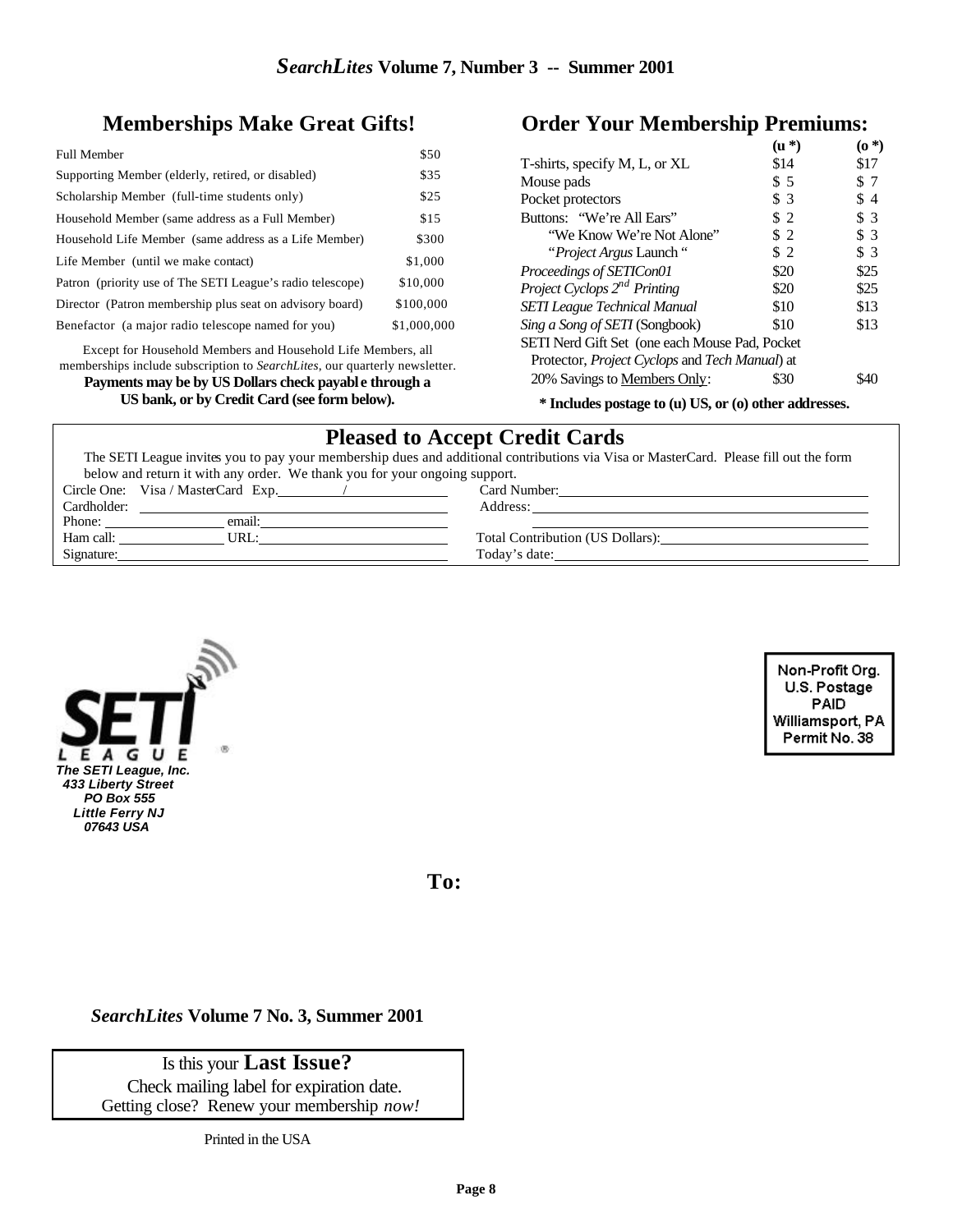## Memberships Make Great Gifts!

| | |
|---|---|
| Full Member | $50 |
| Supporting Member (elderly, retired, or disabled) | $35 |
| Scholarship Member (full-time students only) | $25 |
| Household Member (same address as a Full Member) | $15 |
| Household Life Member (same address as a Life Member) | $300 |
| Life Member (until we make contact) | $1,000 |
| Patron (priority use of The SETI League's radio telescope) | $10,000 |
| Director (Patron membership plus seat on advisory board) | $100,000 |
| Benefactor (a major radio telescope named for you) | $1,000,000 |

Except for Household Members and Household Life Members, all memberships include subscription to *SearchLites*, our quarterly newsletter.

**Payments may be by US Dollars check payable through a US bank, or by Credit Card (see form below).**

## Order Your Membership Premiums:

| | (u *) | (o *) |
|---|---|---|
| T-shirts, specify M, L, or XL | $14 | $17 |
| Mouse pads | $ 5 | $ 7 |
| Pocket protectors | $ 3 | $ 4 |
| Buttons: "We're All Ears" | $ 2 | $ 3 |
| "We Know We're Not Alone" | $ 2 | $ 3 |
| "*Project Argus* Launch" | $ 2 | $ 3 |
| *Proceedings of SETICon01* | $20 | $25 |
| *Project Cyclops 2nd Printing* | $20 | $25 |
| *SETI League Technical Manual* | $10 | $13 |
| *Sing a Song of SETI* (Songbook) | $10 | $13 |
| SETI Nerd Gift Set (one each Mouse Pad, Pocket Protector, *Project Cyclops* and *Tech Manual*) at 20% Savings to Members Only: | $30 | $40 |

**\* Includes postage to (u) US, or (o) other addresses.**

## Pleased to Accept Credit Cards

The SETI League invites you to pay your membership dues and additional contributions via Visa or MasterCard. Please fill out the form below and return it with any order. We thank you for your ongoing support.

Circle One: Visa / MasterCard Exp. ______ / ______

Card Number: ______

Cardholder: ______

Address: ______

Phone: ______ email: ______

Ham call: ______ URL: ______

Total Contribution (US Dollars): ______

Signature: ______

Today's date: ______

SETI LEAGUE ®

*The SETI League, Inc.*
*433 Liberty Street*
*PO Box 555*
*Little Ferry NJ*
*07643 USA*

Non-Profit Org.
U.S. Postage
PAID
Williamsport, PA
Permit No. 38

**To:**

*SearchLites* **Volume 7 No. 3, Summer 2001**

Is this your **Last Issue?**
Check mailing label for expiration date.
Getting close? Renew your membership *now!*

Printed in the USA